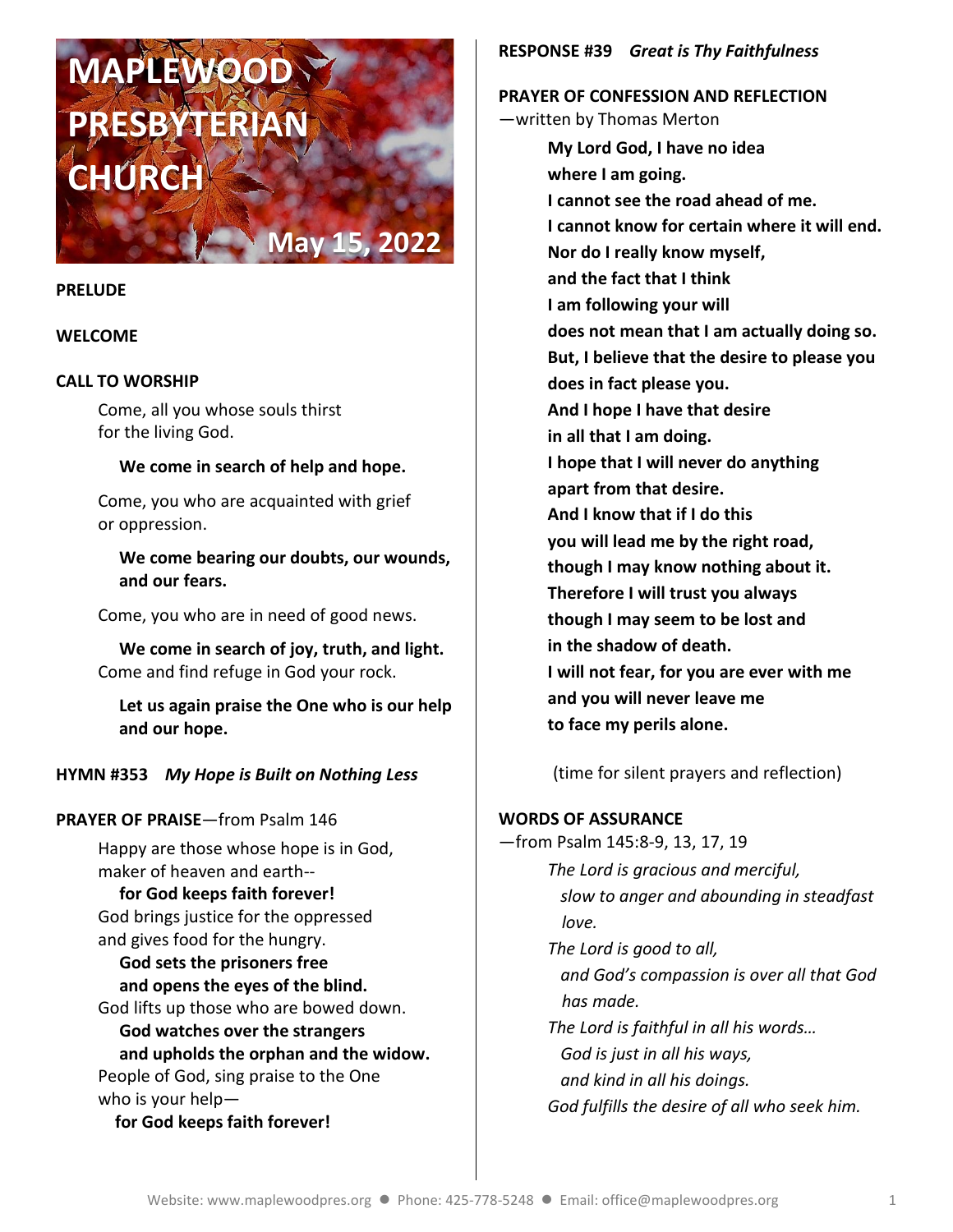# MAPLEWOOD PRESBYTERIAN CHURCH

May 15, 2022

**PRELUDE**

**WELCOME**

**CALL TO WORSHIP**

Come, all you whose souls thirst
for the living God.

**We come in search of help and hope.**

Come, you who are acquainted with grief
or oppression.

**We come bearing our doubts, our wounds, and our fears.**

Come, you who are in need of good news.

**We come in search of joy, truth, and light.**
Come and find refuge in God your rock.

**Let us again praise the One who is our help and our hope.**

**HYMN #353** ***My Hope is Built on Nothing Less***

**PRAYER OF PRAISE**—from Psalm 146

Happy are those whose hope is in God,
maker of heaven and earth--
**for God keeps faith forever!**
God brings justice for the oppressed
and gives food for the hungry.
**God sets the prisoners free**
**and opens the eyes of the blind.**
God lifts up those who are bowed down.
**God watches over the strangers**
**and upholds the orphan and the widow.**
People of God, sing praise to the One
who is your help—
**for God keeps faith forever!**

**RESPONSE #39** ***Great is Thy Faithfulness***

**PRAYER OF CONFESSION AND REFLECTION**
—written by Thomas Merton

**My Lord God, I have no idea**
**where I am going.**
**I cannot see the road ahead of me.**
**I cannot know for certain where it will end.**
**Nor do I really know myself,**
**and the fact that I think**
**I am following your will**
**does not mean that I am actually doing so.**
**But, I believe that the desire to please you**
**does in fact please you.**
**And I hope I have that desire**
**in all that I am doing.**
**I hope that I will never do anything**
**apart from that desire.**
**And I know that if I do this**
**you will lead me by the right road,**
**though I may know nothing about it.**
**Therefore I will trust you always**
**though I may seem to be lost and**
**in the shadow of death.**
**I will not fear, for you are ever with me**
**and you will never leave me**
**to face my perils alone.**

(time for silent prayers and reflection)

**WORDS OF ASSURANCE**
—from Psalm 145:8-9, 13, 17, 19

*The Lord is gracious and merciful,*
*slow to anger and abounding in steadfast love.*
*The Lord is good to all,*
*and God's compassion is over all that God has made.*
*The Lord is faithful in all his words…*
*God is just in all his ways,*
*and kind in all his doings.*
*God fulfills the desire of all who seek him.*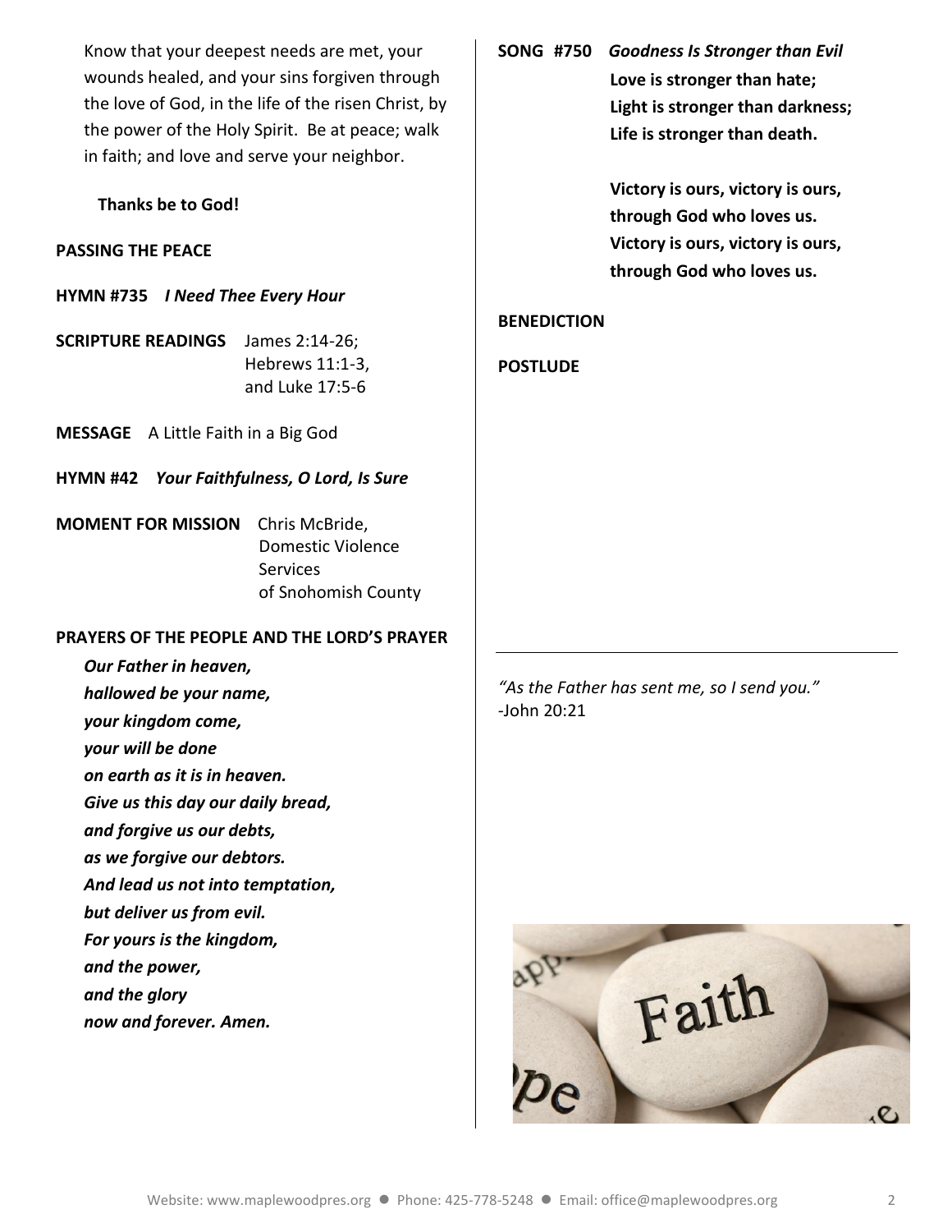Know that your deepest needs are met, your wounds healed, and your sins forgiven through the love of God, in the life of the risen Christ, by the power of the Holy Spirit. Be at peace; walk in faith; and love and serve your neighbor.

**Thanks be to God!**

**PASSING THE PEACE**

**HYMN #735** ***I Need Thee Every Hour***

**SCRIPTURE READINGS** James 2:14-26; Hebrews 11:1-3, and Luke 17:5-6

**MESSAGE** A Little Faith in a Big God

**HYMN #42** ***Your Faithfulness, O Lord, Is Sure***

**MOMENT FOR MISSION** Chris McBride, Domestic Violence Services of Snohomish County

**PRAYERS OF THE PEOPLE AND THE LORD'S PRAYER**

***Our Father in heaven,***
***hallowed be your name,***
***your kingdom come,***
***your will be done***
***on earth as it is in heaven.***
***Give us this day our daily bread,***
***and forgive us our debts,***
***as we forgive our debtors.***
***And lead us not into temptation,***
***but deliver us from evil.***
***For yours is the kingdom,***
***and the power,***
***and the glory***
***now and forever. Amen.***

**SONG #750** ***Goodness Is Stronger than Evil***

**Love is stronger than hate;**
**Light is stronger than darkness;**
**Life is stronger than death.**

**Victory is ours, victory is ours,**
**through God who loves us.**
**Victory is ours, victory is ours,**
**through God who loves us.**

**BENEDICTION**

**POSTLUDE**

---

*"As the Father has sent me, so I send you."*
-John 20:21